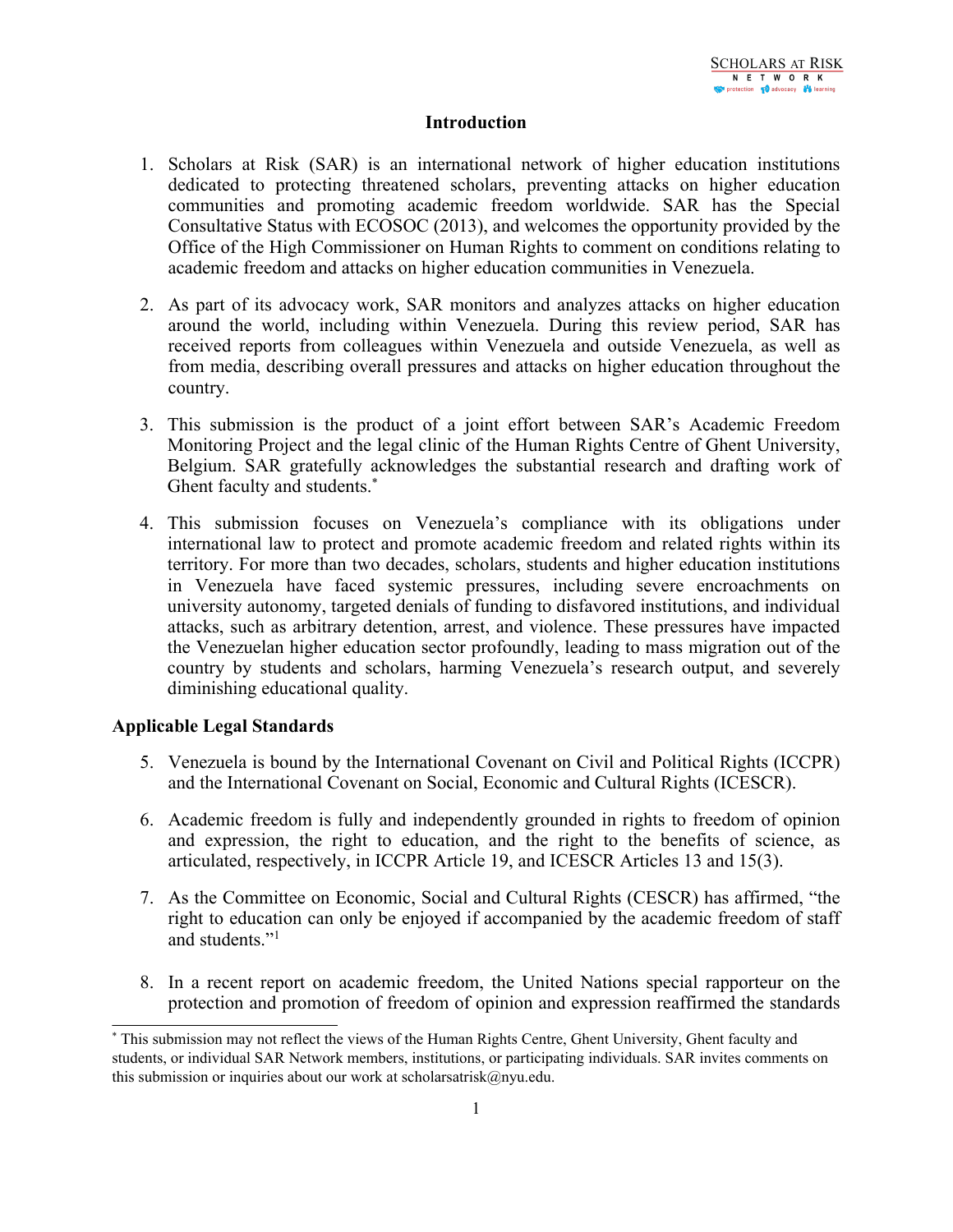## Introduction

1. Scholars at Risk (SAR) is an international network of higher education institutions dedicated to protecting threatened scholars, preventing attacks on higher education communities and promoting academic freedom worldwide. SAR has the Special Consultative Status with ECOSOC (2013), and welcomes the opportunity provided by the Office of the High Commissioner on Human Rights to comment on conditions relating to academic freedom and attacks on higher education communities in Venezuela.

2. As part of its advocacy work, SAR monitors and analyzes attacks on higher education around the world, including within Venezuela. During this review period, SAR has received reports from colleagues within Venezuela and outside Venezuela, as well as from media, describing overall pressures and attacks on higher education throughout the country.

3. This submission is the product of a joint effort between SAR's Academic Freedom Monitoring Project and the legal clinic of the Human Rights Centre of Ghent University, Belgium. SAR gratefully acknowledges the substantial research and drafting work of Ghent faculty and students.[*]

4. This submission focuses on Venezuela's compliance with its obligations under international law to protect and promote academic freedom and related rights within its territory. For more than two decades, scholars, students and higher education institutions in Venezuela have faced systemic pressures, including severe encroachments on university autonomy, targeted denials of funding to disfavored institutions, and individual attacks, such as arbitrary detention, arrest, and violence. These pressures have impacted the Venezuelan higher education sector profoundly, leading to mass migration out of the country by students and scholars, harming Venezuela's research output, and severely diminishing educational quality.

### Applicable Legal Standards

5. Venezuela is bound by the International Covenant on Civil and Political Rights (ICCPR) and the International Covenant on Social, Economic and Cultural Rights (ICESCR).

6. Academic freedom is fully and independently grounded in rights to freedom of opinion and expression, the right to education, and the right to the benefits of science, as articulated, respectively, in ICCPR Article 19, and ICESCR Articles 13 and 15(3).

7. As the Committee on Economic, Social and Cultural Rights (CESCR) has affirmed, "the right to education can only be enjoyed if accompanied by the academic freedom of staff and students."[1]

8. In a recent report on academic freedom, the United Nations special rapporteur on the protection and promotion of freedom of opinion and expression reaffirmed the standards

---

[*] This submission may not reflect the views of the Human Rights Centre, Ghent University, Ghent faculty and students, or individual SAR Network members, institutions, or participating individuals. SAR invites comments on this submission or inquiries about our work at scholarsatrisk@nyu.edu.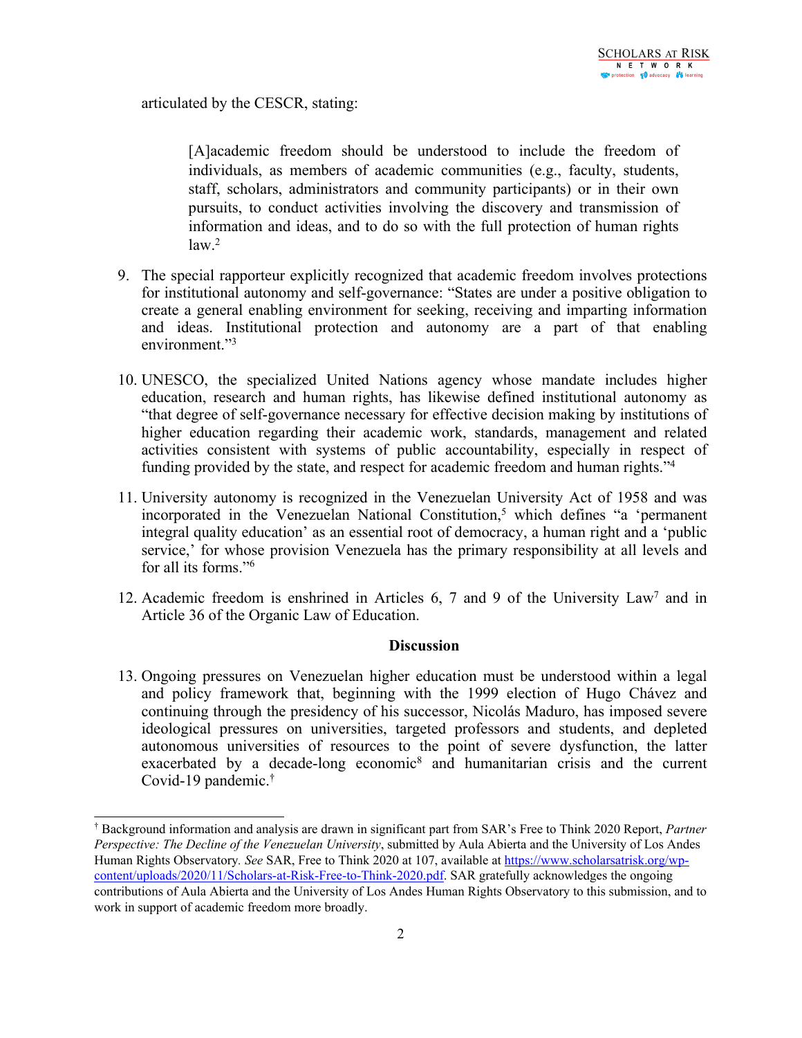articulated by the CESCR, stating:

> [A]academic freedom should be understood to include the freedom of individuals, as members of academic communities (e.g., faculty, students, staff, scholars, administrators and community participants) or in their own pursuits, to conduct activities involving the discovery and transmission of information and ideas, and to do so with the full protection of human rights law.[2]

9. The special rapporteur explicitly recognized that academic freedom involves protections for institutional autonomy and self-governance: "States are under a positive obligation to create a general enabling environment for seeking, receiving and imparting information and ideas. Institutional protection and autonomy are a part of that enabling environment."[3]

10. UNESCO, the specialized United Nations agency whose mandate includes higher education, research and human rights, has likewise defined institutional autonomy as "that degree of self-governance necessary for effective decision making by institutions of higher education regarding their academic work, standards, management and related activities consistent with systems of public accountability, especially in respect of funding provided by the state, and respect for academic freedom and human rights."[4]

11. University autonomy is recognized in the Venezuelan University Act of 1958 and was incorporated in the Venezuelan National Constitution,[5] which defines "a 'permanent integral quality education' as an essential root of democracy, a human right and a 'public service,' for whose provision Venezuela has the primary responsibility at all levels and for all its forms."[6]

12. Academic freedom is enshrined in Articles 6, 7 and 9 of the University Law[7] and in Article 36 of the Organic Law of Education.

**Discussion**

13. Ongoing pressures on Venezuelan higher education must be understood within a legal and policy framework that, beginning with the 1999 election of Hugo Chávez and continuing through the presidency of his successor, Nicolás Maduro, has imposed severe ideological pressures on universities, targeted professors and students, and depleted autonomous universities of resources to the point of severe dysfunction, the latter exacerbated by a decade-long economic[8] and humanitarian crisis and the current Covid-19 pandemic.[†]

---

[†] Background information and analysis are drawn in significant part from SAR's Free to Think 2020 Report, *Partner Perspective: The Decline of the Venezuelan University*, submitted by Aula Abierta and the University of Los Andes Human Rights Observatory. *See* SAR, Free to Think 2020 at 107, available at https://www.scholarsatrisk.org/wp-content/uploads/2020/11/Scholars-at-Risk-Free-to-Think-2020.pdf. SAR gratefully acknowledges the ongoing contributions of Aula Abierta and the University of Los Andes Human Rights Observatory to this submission, and to work in support of academic freedom more broadly.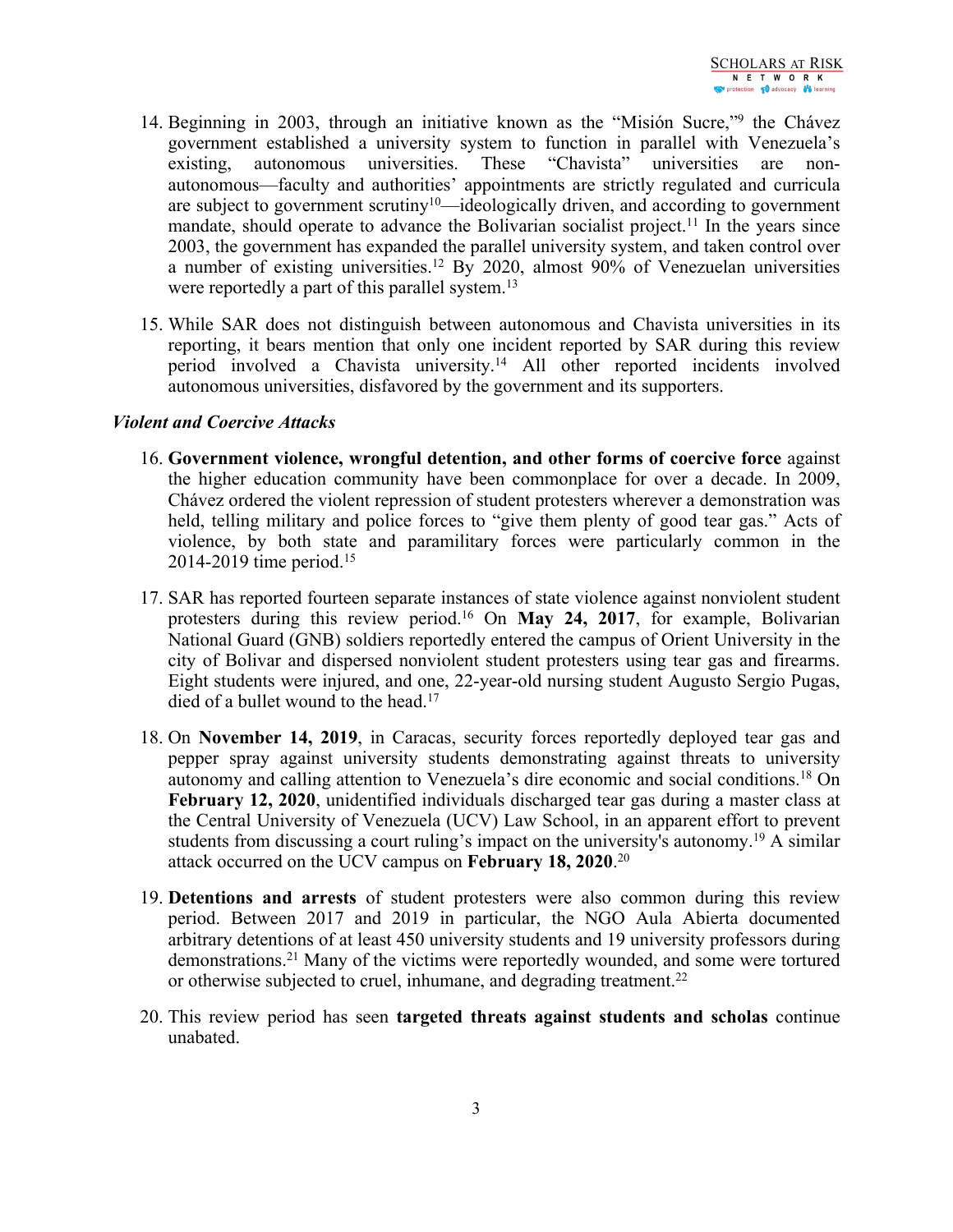14. Beginning in 2003, through an initiative known as the "Misión Sucre,"[9] the Chávez government established a university system to function in parallel with Venezuela's existing, autonomous universities. These "Chavista" universities are non-autonomous—faculty and authorities' appointments are strictly regulated and curricula are subject to government scrutiny[10]—ideologically driven, and according to government mandate, should operate to advance the Bolivarian socialist project.[11] In the years since 2003, the government has expanded the parallel university system, and taken control over a number of existing universities.[12] By 2020, almost 90% of Venezuelan universities were reportedly a part of this parallel system.[13]

15. While SAR does not distinguish between autonomous and Chavista universities in its reporting, it bears mention that only one incident reported by SAR during this review period involved a Chavista university.[14] All other reported incidents involved autonomous universities, disfavored by the government and its supporters.

### *Violent and Coercive Attacks*

16. **Government violence, wrongful detention, and other forms of coercive force** against the higher education community have been commonplace for over a decade. In 2009, Chávez ordered the violent repression of student protesters wherever a demonstration was held, telling military and police forces to "give them plenty of good tear gas." Acts of violence, by both state and paramilitary forces were particularly common in the 2014-2019 time period.[15]

17. SAR has reported fourteen separate instances of state violence against nonviolent student protesters during this review period.[16] On **May 24, 2017**, for example, Bolivarian National Guard (GNB) soldiers reportedly entered the campus of Orient University in the city of Bolivar and dispersed nonviolent student protesters using tear gas and firearms. Eight students were injured, and one, 22-year-old nursing student Augusto Sergio Pugas, died of a bullet wound to the head.[17]

18. On **November 14, 2019**, in Caracas, security forces reportedly deployed tear gas and pepper spray against university students demonstrating against threats to university autonomy and calling attention to Venezuela's dire economic and social conditions.[18] On **February 12, 2020**, unidentified individuals discharged tear gas during a master class at the Central University of Venezuela (UCV) Law School, in an apparent effort to prevent students from discussing a court ruling's impact on the university's autonomy.[19] A similar attack occurred on the UCV campus on **February 18, 2020**.[20]

19. **Detentions and arrests** of student protesters were also common during this review period. Between 2017 and 2019 in particular, the NGO Aula Abierta documented arbitrary detentions of at least 450 university students and 19 university professors during demonstrations.[21] Many of the victims were reportedly wounded, and some were tortured or otherwise subjected to cruel, inhumane, and degrading treatment.[22]

20. This review period has seen **targeted threats against students and scholas** continue unabated.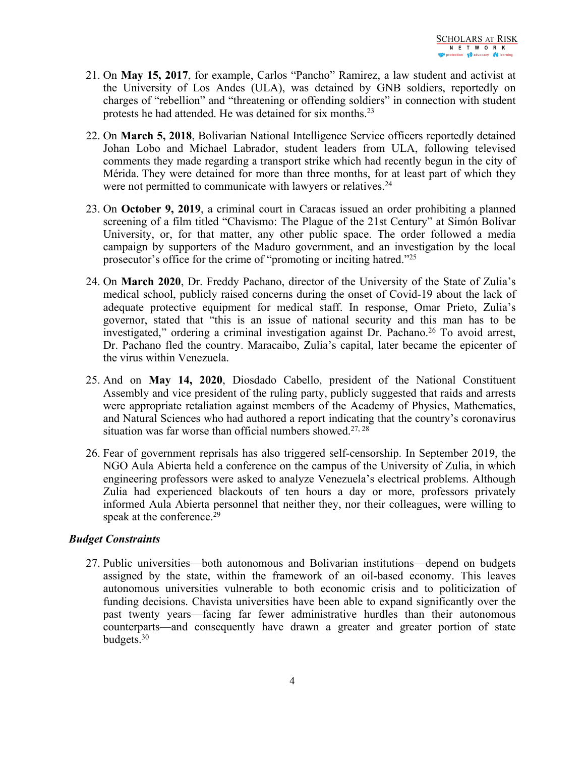21. On **May 15, 2017**, for example, Carlos "Pancho" Ramirez, a law student and activist at the University of Los Andes (ULA), was detained by GNB soldiers, reportedly on charges of "rebellion" and "threatening or offending soldiers" in connection with student protests he had attended. He was detained for six months.[23]

22. On **March 5, 2018**, Bolivarian National Intelligence Service officers reportedly detained Johan Lobo and Michael Labrador, student leaders from ULA, following televised comments they made regarding a transport strike which had recently begun in the city of Mérida. They were detained for more than three months, for at least part of which they were not permitted to communicate with lawyers or relatives.[24]

23. On **October 9, 2019**, a criminal court in Caracas issued an order prohibiting a planned screening of a film titled "Chavismo: The Plague of the 21st Century" at Simón Bolívar University, or, for that matter, any other public space. The order followed a media campaign by supporters of the Maduro government, and an investigation by the local prosecutor's office for the crime of "promoting or inciting hatred."[25]

24. On **March 2020**, Dr. Freddy Pachano, director of the University of the State of Zulia's medical school, publicly raised concerns during the onset of Covid-19 about the lack of adequate protective equipment for medical staff. In response, Omar Prieto, Zulia's governor, stated that "this is an issue of national security and this man has to be investigated," ordering a criminal investigation against Dr. Pachano.[26] To avoid arrest, Dr. Pachano fled the country. Maracaibo, Zulia's capital, later became the epicenter of the virus within Venezuela.

25. And on **May 14, 2020**, Diosdado Cabello, president of the National Constituent Assembly and vice president of the ruling party, publicly suggested that raids and arrests were appropriate retaliation against members of the Academy of Physics, Mathematics, and Natural Sciences who had authored a report indicating that the country's coronavirus situation was far worse than official numbers showed.[27, 28]

26. Fear of government reprisals has also triggered self-censorship. In September 2019, the NGO Aula Abierta held a conference on the campus of the University of Zulia, in which engineering professors were asked to analyze Venezuela's electrical problems. Although Zulia had experienced blackouts of ten hours a day or more, professors privately informed Aula Abierta personnel that neither they, nor their colleagues, were willing to speak at the conference.[29]

### *Budget Constraints*

27. Public universities—both autonomous and Bolivarian institutions—depend on budgets assigned by the state, within the framework of an oil-based economy. This leaves autonomous universities vulnerable to both economic crisis and to politicization of funding decisions. Chavista universities have been able to expand significantly over the past twenty years—facing far fewer administrative hurdles than their autonomous counterparts—and consequently have drawn a greater and greater portion of state budgets.[30]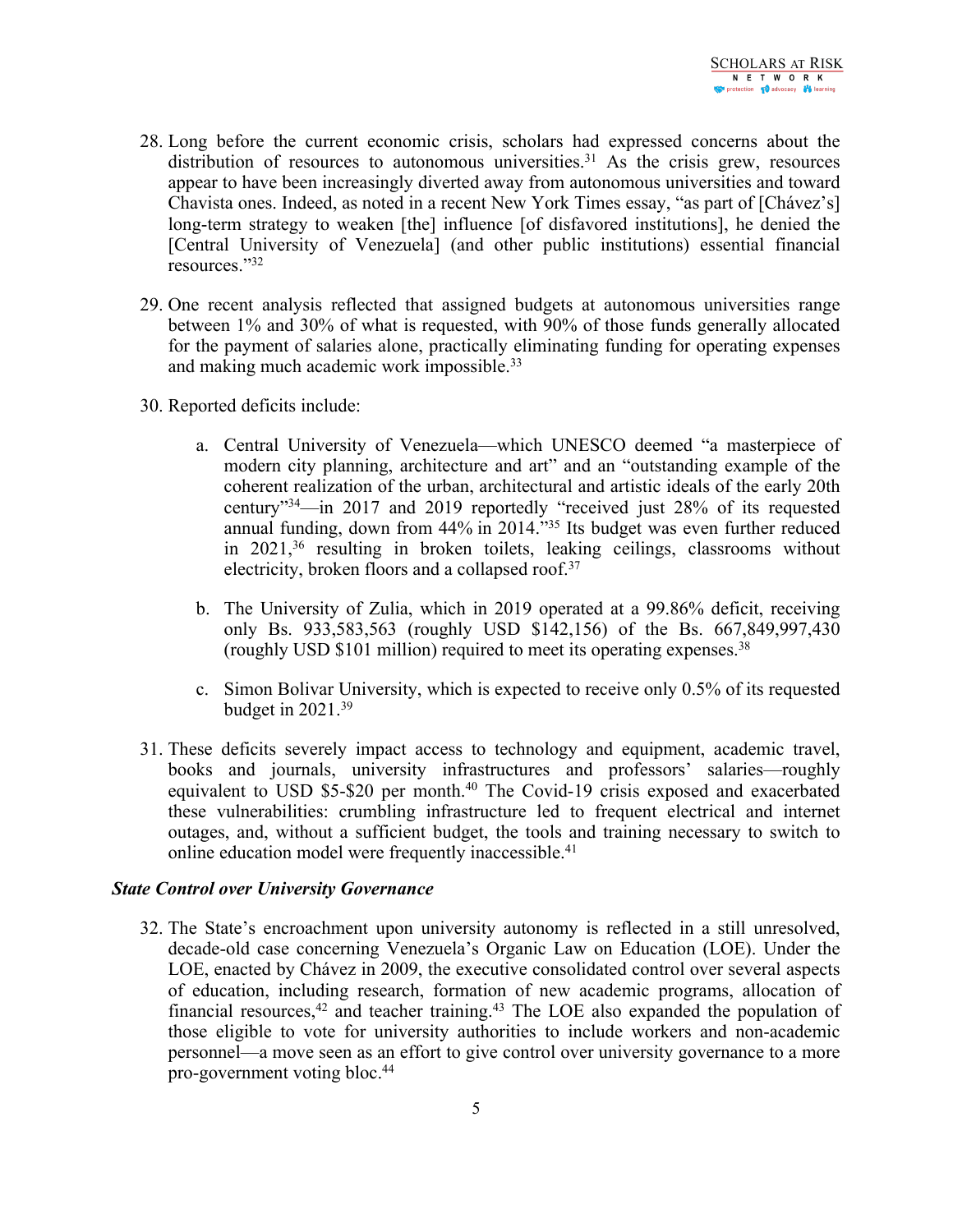28. Long before the current economic crisis, scholars had expressed concerns about the distribution of resources to autonomous universities.[31] As the crisis grew, resources appear to have been increasingly diverted away from autonomous universities and toward Chavista ones. Indeed, as noted in a recent New York Times essay, "as part of [Chávez's] long-term strategy to weaken [the] influence [of disfavored institutions], he denied the [Central University of Venezuela] (and other public institutions) essential financial resources."[32]

29. One recent analysis reflected that assigned budgets at autonomous universities range between 1% and 30% of what is requested, with 90% of those funds generally allocated for the payment of salaries alone, practically eliminating funding for operating expenses and making much academic work impossible.[33]

30. Reported deficits include:

    a. Central University of Venezuela—which UNESCO deemed "a masterpiece of modern city planning, architecture and art" and an "outstanding example of the coherent realization of the urban, architectural and artistic ideals of the early 20th century"[34]—in 2017 and 2019 reportedly "received just 28% of its requested annual funding, down from 44% in 2014."[35] Its budget was even further reduced in 2021,[36] resulting in broken toilets, leaking ceilings, classrooms without electricity, broken floors and a collapsed roof.[37]

    b. The University of Zulia, which in 2019 operated at a 99.86% deficit, receiving only Bs. 933,583,563 (roughly USD $142,156) of the Bs. 667,849,997,430 (roughly USD $101 million) required to meet its operating expenses.[38]

    c. Simon Bolivar University, which is expected to receive only 0.5% of its requested budget in 2021.[39]

31. These deficits severely impact access to technology and equipment, academic travel, books and journals, university infrastructures and professors' salaries—roughly equivalent to USD $5-$20 per month.[40] The Covid-19 crisis exposed and exacerbated these vulnerabilities: crumbling infrastructure led to frequent electrical and internet outages, and, without a sufficient budget, the tools and training necessary to switch to online education model were frequently inaccessible.[41]

***State Control over University Governance***

32. The State's encroachment upon university autonomy is reflected in a still unresolved, decade-old case concerning Venezuela's Organic Law on Education (LOE). Under the LOE, enacted by Chávez in 2009, the executive consolidated control over several aspects of education, including research, formation of new academic programs, allocation of financial resources,[42] and teacher training.[43] The LOE also expanded the population of those eligible to vote for university authorities to include workers and non-academic personnel—a move seen as an effort to give control over university governance to a more pro-government voting bloc.[44]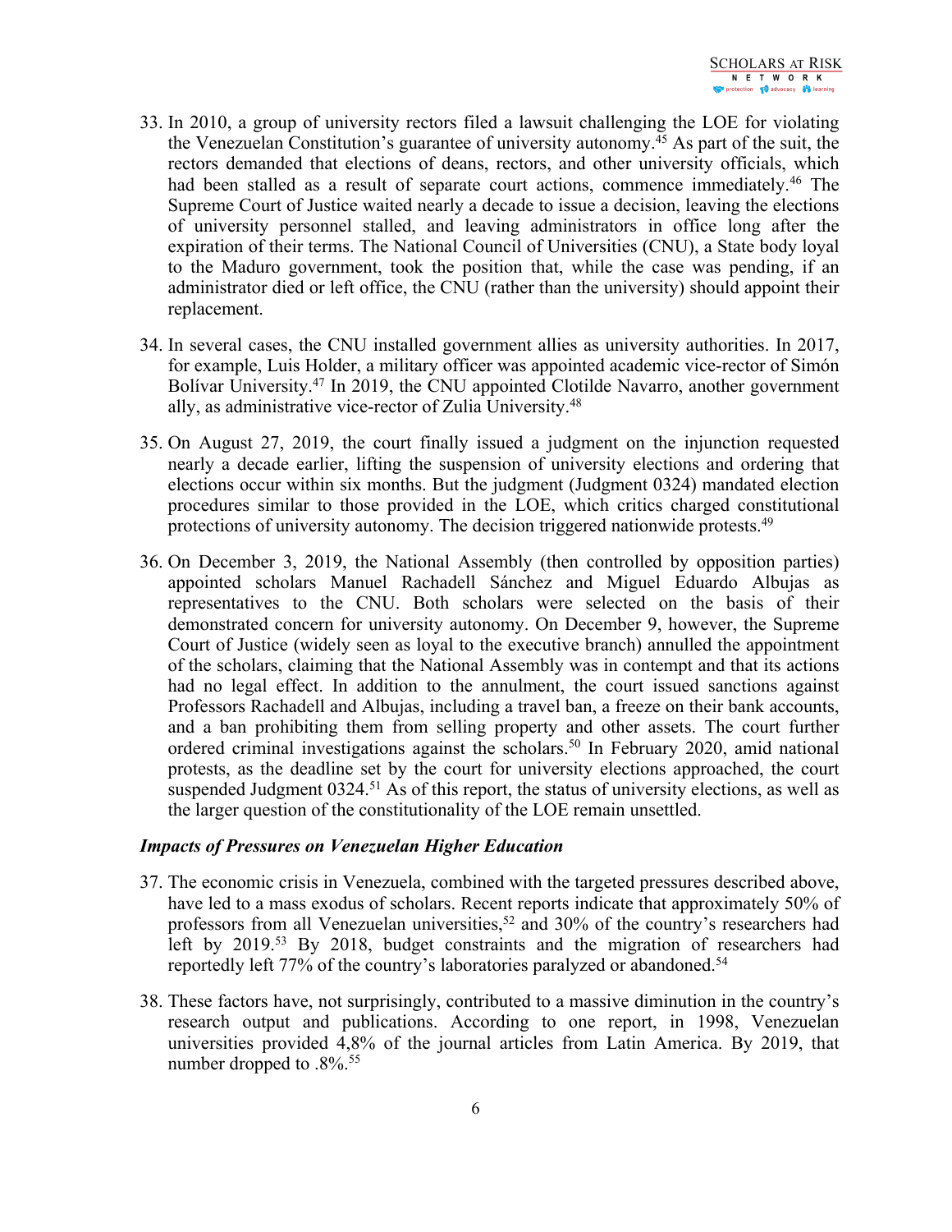33. In 2010, a group of university rectors filed a lawsuit challenging the LOE for violating the Venezuelan Constitution's guarantee of university autonomy.[45] As part of the suit, the rectors demanded that elections of deans, rectors, and other university officials, which had been stalled as a result of separate court actions, commence immediately.[46] The Supreme Court of Justice waited nearly a decade to issue a decision, leaving the elections of university personnel stalled, and leaving administrators in office long after the expiration of their terms. The National Council of Universities (CNU), a State body loyal to the Maduro government, took the position that, while the case was pending, if an administrator died or left office, the CNU (rather than the university) should appoint their replacement.

34. In several cases, the CNU installed government allies as university authorities. In 2017, for example, Luis Holder, a military officer was appointed academic vice-rector of Simón Bolívar University.[47] In 2019, the CNU appointed Clotilde Navarro, another government ally, as administrative vice-rector of Zulia University.[48]

35. On August 27, 2019, the court finally issued a judgment on the injunction requested nearly a decade earlier, lifting the suspension of university elections and ordering that elections occur within six months. But the judgment (Judgment 0324) mandated election procedures similar to those provided in the LOE, which critics charged constitutional protections of university autonomy. The decision triggered nationwide protests.[49]

36. On December 3, 2019, the National Assembly (then controlled by opposition parties) appointed scholars Manuel Rachadell Sánchez and Miguel Eduardo Albujas as representatives to the CNU. Both scholars were selected on the basis of their demonstrated concern for university autonomy. On December 9, however, the Supreme Court of Justice (widely seen as loyal to the executive branch) annulled the appointment of the scholars, claiming that the National Assembly was in contempt and that its actions had no legal effect. In addition to the annulment, the court issued sanctions against Professors Rachadell and Albujas, including a travel ban, a freeze on their bank accounts, and a ban prohibiting them from selling property and other assets. The court further ordered criminal investigations against the scholars.[50] In February 2020, amid national protests, as the deadline set by the court for university elections approached, the court suspended Judgment 0324.[51] As of this report, the status of university elections, as well as the larger question of the constitutionality of the LOE remain unsettled.

### *Impacts of Pressures on Venezuelan Higher Education*

37. The economic crisis in Venezuela, combined with the targeted pressures described above, have led to a mass exodus of scholars. Recent reports indicate that approximately 50% of professors from all Venezuelan universities,[52] and 30% of the country's researchers had left by 2019.[53] By 2018, budget constraints and the migration of researchers had reportedly left 77% of the country's laboratories paralyzed or abandoned.[54]

38. These factors have, not surprisingly, contributed to a massive diminution in the country's research output and publications. According to one report, in 1998, Venezuelan universities provided 4,8% of the journal articles from Latin America. By 2019, that number dropped to .8%.[55]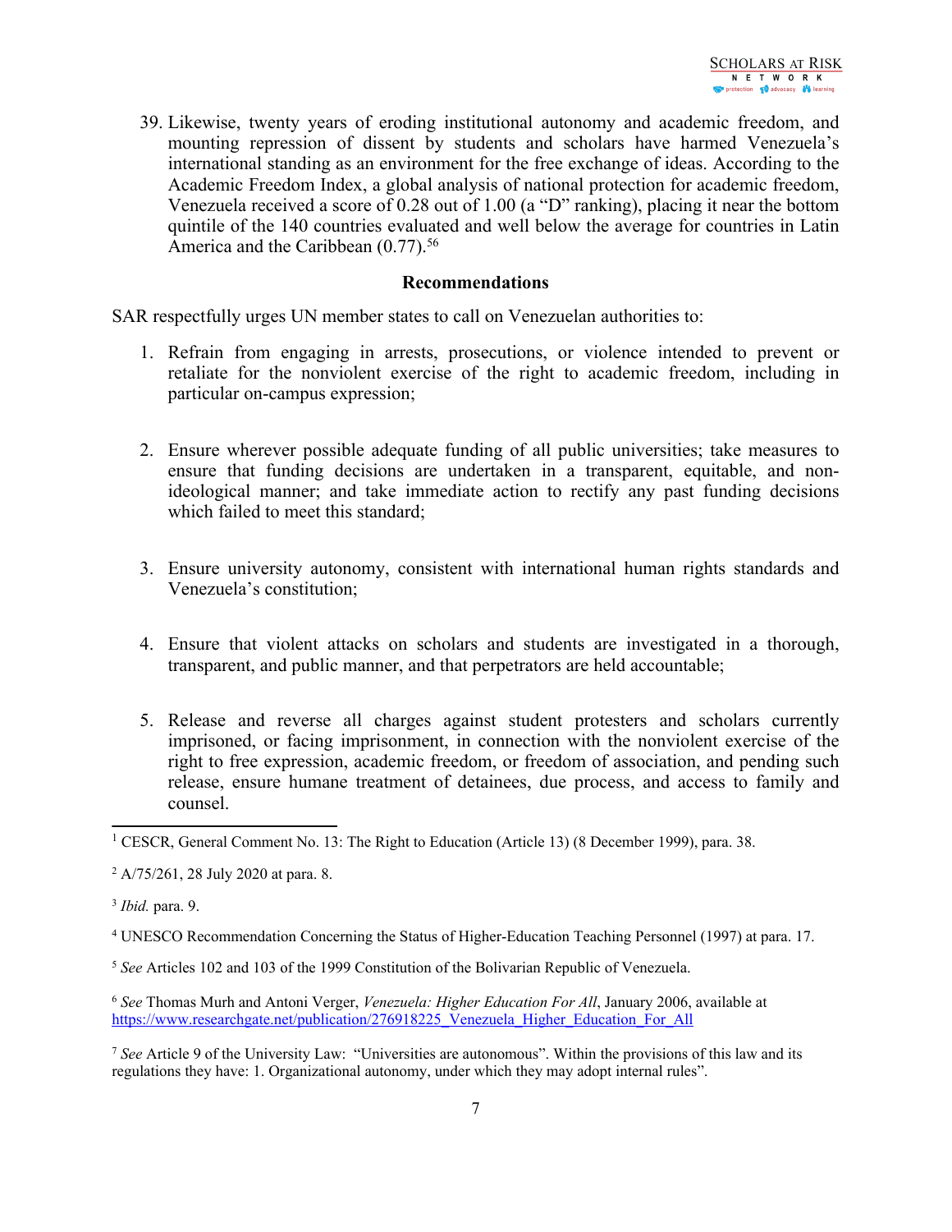39. Likewise, twenty years of eroding institutional autonomy and academic freedom, and mounting repression of dissent by students and scholars have harmed Venezuela's international standing as an environment for the free exchange of ideas. According to the Academic Freedom Index, a global analysis of national protection for academic freedom, Venezuela received a score of 0.28 out of 1.00 (a "D" ranking), placing it near the bottom quintile of the 140 countries evaluated and well below the average for countries in Latin America and the Caribbean (0.77).[56]

## Recommendations

SAR respectfully urges UN member states to call on Venezuelan authorities to:

1. Refrain from engaging in arrests, prosecutions, or violence intended to prevent or retaliate for the nonviolent exercise of the right to academic freedom, including in particular on-campus expression;

2. Ensure wherever possible adequate funding of all public universities; take measures to ensure that funding decisions are undertaken in a transparent, equitable, and non-ideological manner; and take immediate action to rectify any past funding decisions which failed to meet this standard;

3. Ensure university autonomy, consistent with international human rights standards and Venezuela's constitution;

4. Ensure that violent attacks on scholars and students are investigated in a thorough, transparent, and public manner, and that perpetrators are held accountable;

5. Release and reverse all charges against student protesters and scholars currently imprisoned, or facing imprisonment, in connection with the nonviolent exercise of the right to free expression, academic freedom, or freedom of association, and pending such release, ensure humane treatment of detainees, due process, and access to family and counsel.

---

[1] CESCR, General Comment No. 13: The Right to Education (Article 13) (8 December 1999), para. 38.

[2] A/75/261, 28 July 2020 at para. 8.

[3] *Ibid.* para. 9.

[4] UNESCO Recommendation Concerning the Status of Higher-Education Teaching Personnel (1997) at para. 17.

[5] *See* Articles 102 and 103 of the 1999 Constitution of the Bolivarian Republic of Venezuela.

[6] *See* Thomas Murh and Antoni Verger, *Venezuela: Higher Education For All*, January 2006, available at https://www.researchgate.net/publication/276918225_Venezuela_Higher_Education_For_All

[7] *See* Article 9 of the University Law: "Universities are autonomous". Within the provisions of this law and its regulations they have: 1. Organizational autonomy, under which they may adopt internal rules".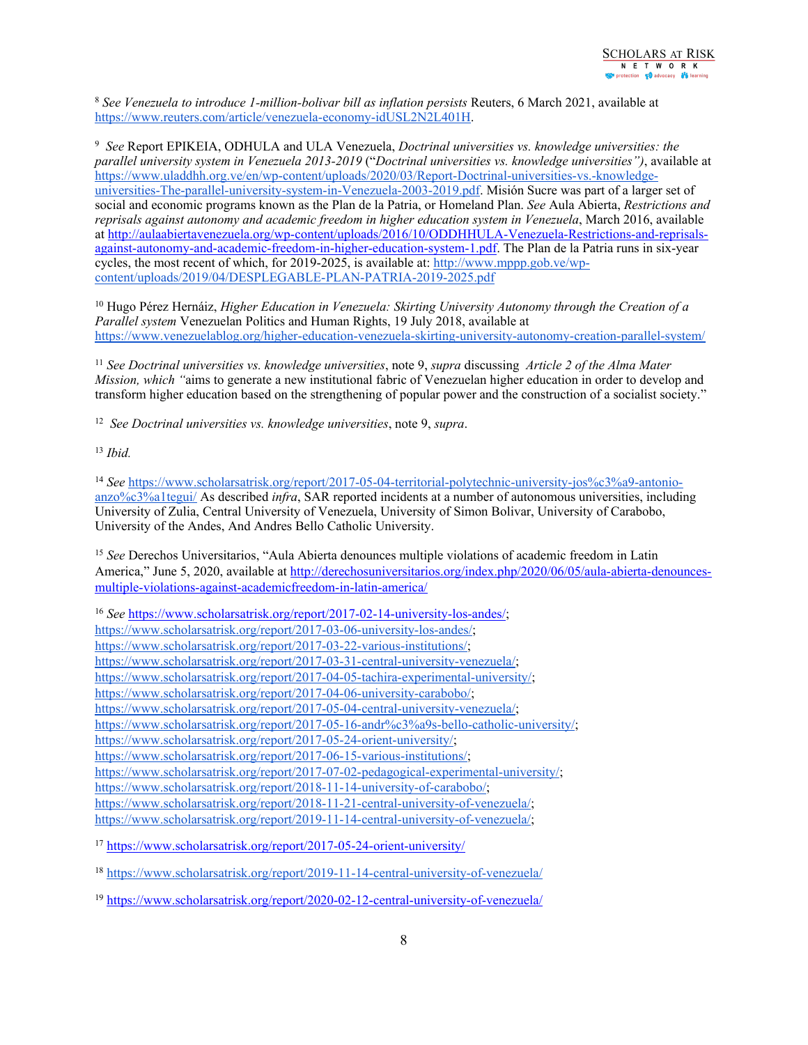[8] *See Venezuela to introduce 1-million-bolivar bill as inflation persists* Reuters, 6 March 2021, available at https://www.reuters.com/article/venezuela-economy-idUSL2N2L401H.

[9] *See* Report EPIKEIA, ODHULA and ULA Venezuela, *Doctrinal universities vs. knowledge universities: the parallel university system in Venezuela 2013-2019* ("*Doctrinal universities vs. knowledge universities")*, available at https://www.uladdhh.org.ve/en/wp-content/uploads/2020/03/Report-Doctrinal-universities-vs.-knowledge-universities-The-parallel-university-system-in-Venezuela-2003-2019.pdf. Misión Sucre was part of a larger set of social and economic programs known as the Plan de la Patria, or Homeland Plan. *See* Aula Abierta, *Restrictions and reprisals against autonomy and academic freedom in higher education system in Venezuela*, March 2016, available at http://aulaabiertavenezuela.org/wp-content/uploads/2016/10/ODDHHULA-Venezuela-Restrictions-and-reprisals-against-autonomy-and-academic-freedom-in-higher-education-system-1.pdf. The Plan de la Patria runs in six-year cycles, the most recent of which, for 2019-2025, is available at: http://www.mppp.gob.ve/wp-content/uploads/2019/04/DESPLEGABLE-PLAN-PATRIA-2019-2025.pdf

[10] Hugo Pérez Hernáiz, *Higher Education in Venezuela: Skirting University Autonomy through the Creation of a Parallel system* Venezuelan Politics and Human Rights, 19 July 2018, available at https://www.venezuelablog.org/higher-education-venezuela-skirting-university-autonomy-creation-parallel-system/

[11] *See Doctrinal universities vs. knowledge universities*, note 9, *supra* discussing *Article 2 of the Alma Mater Mission, which "*aims to generate a new institutional fabric of Venezuelan higher education in order to develop and transform higher education based on the strengthening of popular power and the construction of a socialist society."

[12] *See Doctrinal universities vs. knowledge universities*, note 9, *supra*.

[13] *Ibid.*

[14] *See* https://www.scholarsatrisk.org/report/2017-05-04-territorial-polytechnic-university-jos%c3%a9-antonio-anzo%c3%a1tegui/ As described *infra*, SAR reported incidents at a number of autonomous universities, including University of Zulia, Central University of Venezuela, University of Simon Bolivar, University of Carabobo, University of the Andes, And Andres Bello Catholic University.

[15] *See* Derechos Universitarios, "Aula Abierta denounces multiple violations of academic freedom in Latin America," June 5, 2020, available at http://derechosuniversitarios.org/index.php/2020/06/05/aula-abierta-denounces-multiple-violations-against-academicfreedom-in-latin-america/

[16] *See* https://www.scholarsatrisk.org/report/2017-02-14-university-los-andes/;
https://www.scholarsatrisk.org/report/2017-03-06-university-los-andes/;
https://www.scholarsatrisk.org/report/2017-03-22-various-institutions/;
https://www.scholarsatrisk.org/report/2017-03-31-central-university-venezuela/;
https://www.scholarsatrisk.org/report/2017-04-05-tachira-experimental-university/;
https://www.scholarsatrisk.org/report/2017-04-06-university-carabobo/;
https://www.scholarsatrisk.org/report/2017-05-04-central-university-venezuela/;
https://www.scholarsatrisk.org/report/2017-05-16-andr%c3%a9s-bello-catholic-university/;
https://www.scholarsatrisk.org/report/2017-05-24-orient-university/;
https://www.scholarsatrisk.org/report/2017-06-15-various-institutions/;
https://www.scholarsatrisk.org/report/2017-07-02-pedagogical-experimental-university/;
https://www.scholarsatrisk.org/report/2018-11-14-university-of-carabobo/;
https://www.scholarsatrisk.org/report/2018-11-21-central-university-of-venezuela/;
https://www.scholarsatrisk.org/report/2019-11-14-central-university-of-venezuela/;

[17] https://www.scholarsatrisk.org/report/2017-05-24-orient-university/

[18] https://www.scholarsatrisk.org/report/2019-11-14-central-university-of-venezuela/

[19] https://www.scholarsatrisk.org/report/2020-02-12-central-university-of-venezuela/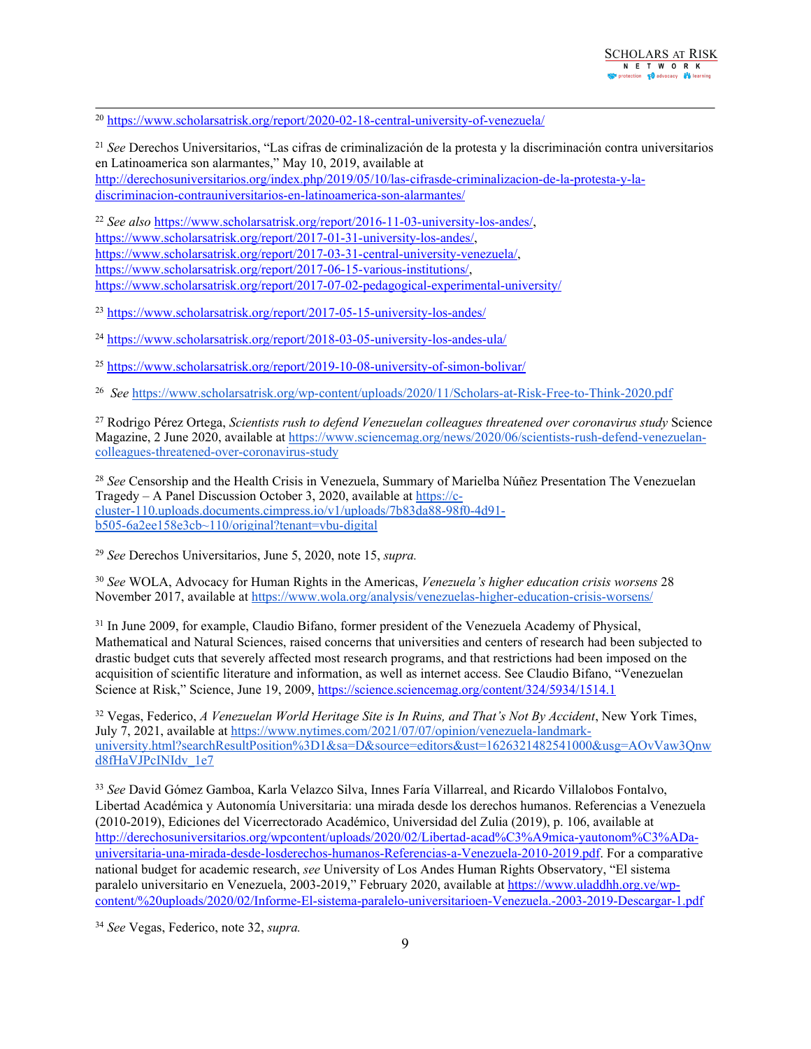[20] https://www.scholarsatrisk.org/report/2020-02-18-central-university-of-venezuela/

[21] *See* Derechos Universitarios, "Las cifras de criminalización de la protesta y la discriminación contra universitarios en Latinoamerica son alarmantes," May 10, 2019, available at http://derechosuniversitarios.org/index.php/2019/05/10/las-cifrasde-criminalizacion-de-la-protesta-y-la-discriminacion-contrauniversitarios-en-latinoamerica-son-alarmantes/

[22] *See also* https://www.scholarsatrisk.org/report/2016-11-03-university-los-andes/, https://www.scholarsatrisk.org/report/2017-01-31-university-los-andes/, https://www.scholarsatrisk.org/report/2017-03-31-central-university-venezuela/, https://www.scholarsatrisk.org/report/2017-06-15-various-institutions/, https://www.scholarsatrisk.org/report/2017-07-02-pedagogical-experimental-university/

[23] https://www.scholarsatrisk.org/report/2017-05-15-university-los-andes/

[24] https://www.scholarsatrisk.org/report/2018-03-05-university-los-andes-ula/

[25] https://www.scholarsatrisk.org/report/2019-10-08-university-of-simon-bolivar/

[26] *See* https://www.scholarsatrisk.org/wp-content/uploads/2020/11/Scholars-at-Risk-Free-to-Think-2020.pdf

[27] Rodrigo Pérez Ortega, *Scientists rush to defend Venezuelan colleagues threatened over coronavirus study* Science Magazine, 2 June 2020, available at https://www.sciencemag.org/news/2020/06/scientists-rush-defend-venezuelan-colleagues-threatened-over-coronavirus-study

[28] *See* Censorship and the Health Crisis in Venezuela, Summary of Marielba Núñez Presentation The Venezuelan Tragedy – A Panel Discussion October 3, 2020, available at https://c-cluster-110.uploads.documents.cimpress.io/v1/uploads/7b83da88-98f0-4d91-b505-6a2ee158e3cb~110/original?tenant=vbu-digital

[29] *See* Derechos Universitarios, June 5, 2020, note 15, *supra.*

[30] *See* WOLA, Advocacy for Human Rights in the Americas, *Venezuela's higher education crisis worsens* 28 November 2017, available at https://www.wola.org/analysis/venezuelas-higher-education-crisis-worsens/

[31] In June 2009, for example, Claudio Bifano, former president of the Venezuela Academy of Physical, Mathematical and Natural Sciences, raised concerns that universities and centers of research had been subjected to drastic budget cuts that severely affected most research programs, and that restrictions had been imposed on the acquisition of scientific literature and information, as well as internet access. See Claudio Bifano, "Venezuelan Science at Risk," Science, June 19, 2009, https://science.sciencemag.org/content/324/5934/1514.1

[32] Vegas, Federico, *A Venezuelan World Heritage Site is In Ruins, and That's Not By Accident*, New York Times, July 7, 2021, available at https://www.nytimes.com/2021/07/07/opinion/venezuela-landmark-university.html?searchResultPosition%3D1&sa=D&source=editors&ust=1626321482541000&usg=AOvVaw3Qnwd8fHaVJPcINIdv_1e7

[33] *See* David Gómez Gamboa, Karla Velazco Silva, Innes Faría Villarreal, and Ricardo Villalobos Fontalvo, Libertad Académica y Autonomía Universitaria: una mirada desde los derechos humanos. Referencias a Venezuela (2010-2019), Ediciones del Vicerrectorado Académico, Universidad del Zulia (2019), p. 106, available at http://derechosuniversitarios.org/wpcontent/uploads/2020/02/Libertad-acad%C3%A9mica-yautonom%C3%ADa-universitaria-una-mirada-desde-losderechos-humanos-Referencias-a-Venezuela-2010-2019.pdf. For a comparative national budget for academic research, *see* University of Los Andes Human Rights Observatory, "El sistema paralelo universitario en Venezuela, 2003-2019," February 2020, available at https://www.uladdhh.org.ve/wp-content/%20uploads/2020/02/Informe-El-sistema-paralelo-universitarioen-Venezuela.-2003-2019-Descargar-1.pdf

[34] *See* Vegas, Federico, note 32, *supra.*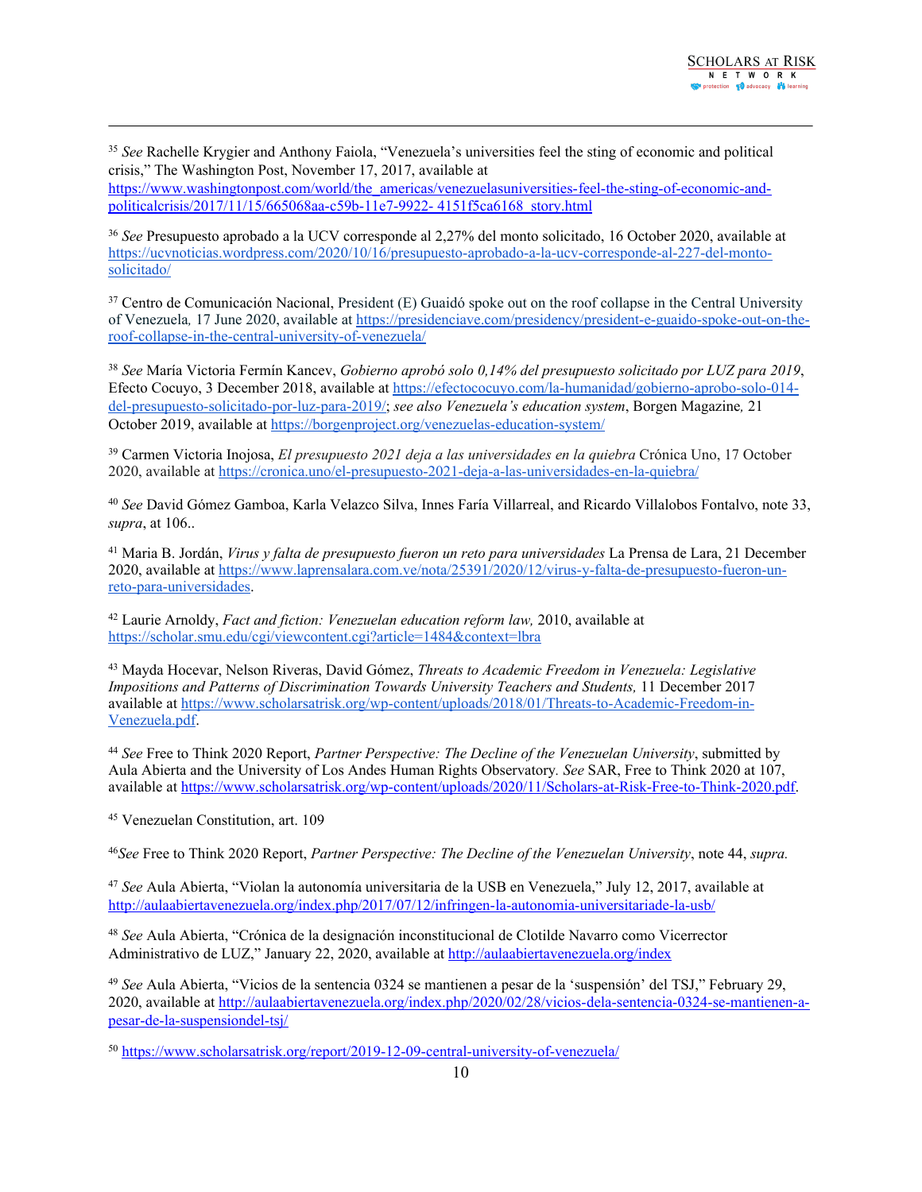[35] *See* Rachelle Krygier and Anthony Faiola, "Venezuela's universities feel the sting of economic and political crisis," The Washington Post, November 17, 2017, available at https://www.washingtonpost.com/world/the_americas/venezuelasuniversities-feel-the-sting-of-economic-and-politicalcrisis/2017/11/15/665068aa-c59b-11e7-9922- 4151f5ca6168_story.html

[36] *See* Presupuesto aprobado a la UCV corresponde al 2,27% del monto solicitado, 16 October 2020, available at https://ucvnoticias.wordpress.com/2020/10/16/presupuesto-aprobado-a-la-ucv-corresponde-al-227-del-monto-solicitado/

[37] Centro de Comunicación Nacional, President (E) Guaidó spoke out on the roof collapse in the Central University of Venezuela*,* 17 June 2020, available at https://presidenciave.com/presidency/president-e-guaido-spoke-out-on-the-roof-collapse-in-the-central-university-of-venezuela/

[38] *See* María Victoria Fermín Kancev, *Gobierno aprobó solo 0,14% del presupuesto solicitado por LUZ para 2019*, Efecto Cocuyo, 3 December 2018, available at https://efectococuyo.com/la-humanidad/gobierno-aprobo-solo-014-del-presupuesto-solicitado-por-luz-para-2019/; *see also Venezuela's education system*, Borgen Magazine*,* 21 October 2019, available at https://borgenproject.org/venezuelas-education-system/

[39] Carmen Victoria Inojosa, *El presupuesto 2021 deja a las universidades en la quiebra* Crónica Uno, 17 October 2020, available at https://cronica.uno/el-presupuesto-2021-deja-a-las-universidades-en-la-quiebra/

[40] *See* David Gómez Gamboa, Karla Velazco Silva, Innes Faría Villarreal, and Ricardo Villalobos Fontalvo, note 33, *supra*, at 106..

[41] Maria B. Jordán, *Virus y falta de presupuesto fueron un reto para universidades* La Prensa de Lara, 21 December 2020, available at https://www.laprensalara.com.ve/nota/25391/2020/12/virus-y-falta-de-presupuesto-fueron-un-reto-para-universidades.

[42] Laurie Arnoldy, *Fact and fiction: Venezuelan education reform law,* 2010, available at https://scholar.smu.edu/cgi/viewcontent.cgi?article=1484&context=lbra

[43] Mayda Hocevar, Nelson Riveras, David Gómez, *Threats to Academic Freedom in Venezuela: Legislative Impositions and Patterns of Discrimination Towards University Teachers and Students,* 11 December 2017 available at https://www.scholarsatrisk.org/wp-content/uploads/2018/01/Threats-to-Academic-Freedom-in-Venezuela.pdf.

[44] *See* Free to Think 2020 Report, *Partner Perspective: The Decline of the Venezuelan University*, submitted by Aula Abierta and the University of Los Andes Human Rights Observatory*. See* SAR, Free to Think 2020 at 107, available at https://www.scholarsatrisk.org/wp-content/uploads/2020/11/Scholars-at-Risk-Free-to-Think-2020.pdf.

[45] Venezuelan Constitution, art. 109

[46] *See* Free to Think 2020 Report, *Partner Perspective: The Decline of the Venezuelan University*, note 44, *supra.*

[47] *See* Aula Abierta, "Violan la autonomía universitaria de la USB en Venezuela," July 12, 2017, available at http://aulaabiertavenezuela.org/index.php/2017/07/12/infringen-la-autonomia-universitariade-la-usb/

[48] *See* Aula Abierta, "Crónica de la designación inconstitucional de Clotilde Navarro como Vicerrector Administrativo de LUZ," January 22, 2020, available at http://aulaabiertavenezuela.org/index

[49] *See* Aula Abierta, "Vicios de la sentencia 0324 se mantienen a pesar de la 'suspensión' del TSJ," February 29, 2020, available at http://aulaabiertavenezuela.org/index.php/2020/02/28/vicios-dela-sentencia-0324-se-mantienen-a-pesar-de-la-suspensiondel-tsj/

[50] https://www.scholarsatrisk.org/report/2019-12-09-central-university-of-venezuela/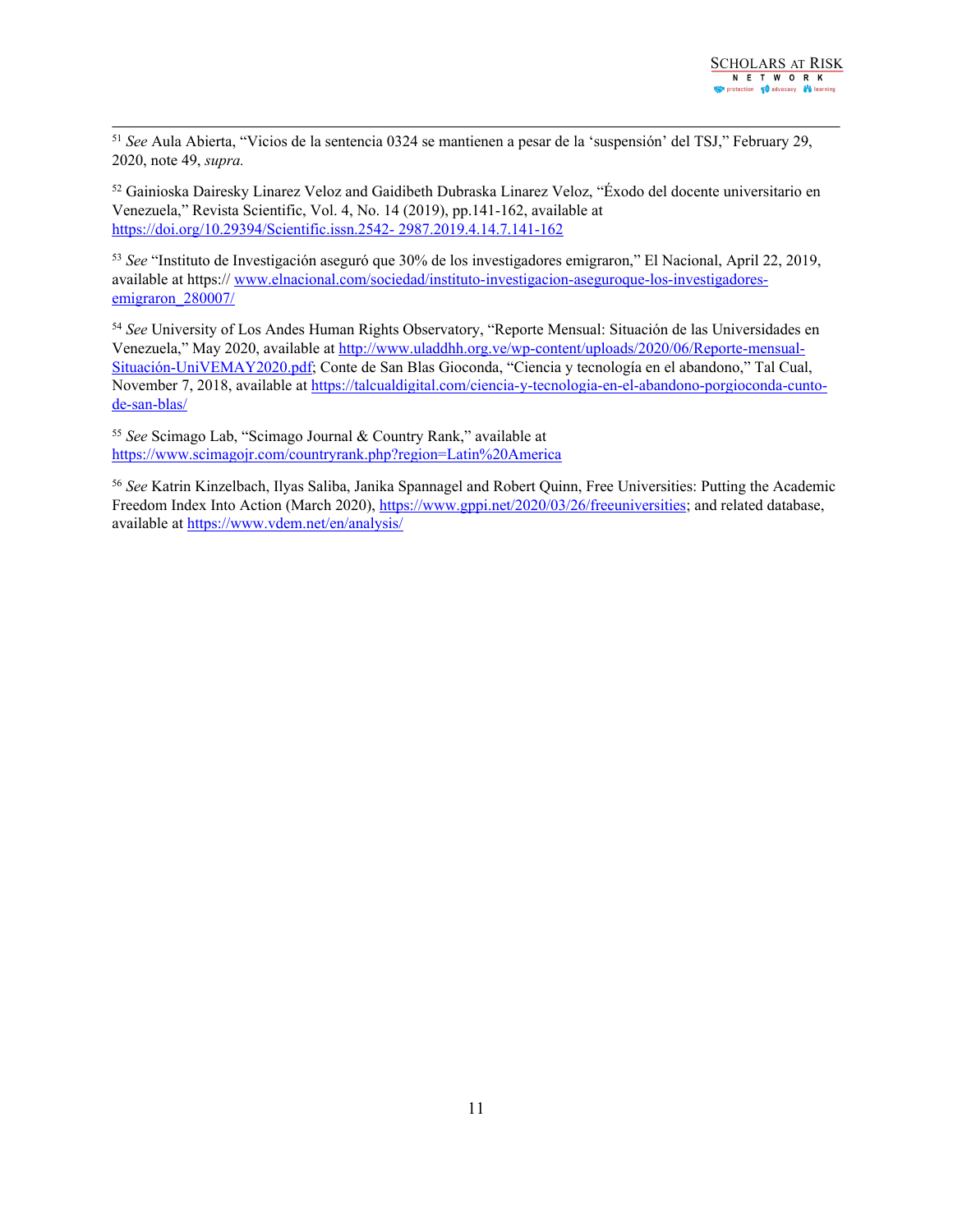[51] *See* Aula Abierta, "Vicios de la sentencia 0324 se mantienen a pesar de la 'suspensión' del TSJ," February 29, 2020, note 49, *supra.*

[52] Gainioska Dairesky Linarez Veloz and Gaidibeth Dubraska Linarez Veloz, "Éxodo del docente universitario en Venezuela," Revista Scientific, Vol. 4, No. 14 (2019), pp.141-162, available at https://doi.org/10.29394/Scientific.issn.2542- 2987.2019.4.14.7.141-162

[53] *See* "Instituto de Investigación aseguró que 30% de los investigadores emigraron," El Nacional, April 22, 2019, available at https:// www.elnacional.com/sociedad/instituto-investigacion-aseguroque-los-investigadores-emigraron_280007/

[54] *See* University of Los Andes Human Rights Observatory, "Reporte Mensual: Situación de las Universidades en Venezuela," May 2020, available at http://www.uladdhh.org.ve/wp-content/uploads/2020/06/Reporte-mensual-Situación-UniVEMAY2020.pdf; Conte de San Blas Gioconda, "Ciencia y tecnología en el abandono," Tal Cual, November 7, 2018, available at https://talcualdigital.com/ciencia-y-tecnologia-en-el-abandono-porgioconda-cunto-de-san-blas/

[55] *See* Scimago Lab, "Scimago Journal & Country Rank," available at https://www.scimagojr.com/countryrank.php?region=Latin%20America

[56] *See* Katrin Kinzelbach, Ilyas Saliba, Janika Spannagel and Robert Quinn, Free Universities: Putting the Academic Freedom Index Into Action (March 2020), https://www.gppi.net/2020/03/26/freeuniversities; and related database, available at https://www.vdem.net/en/analysis/